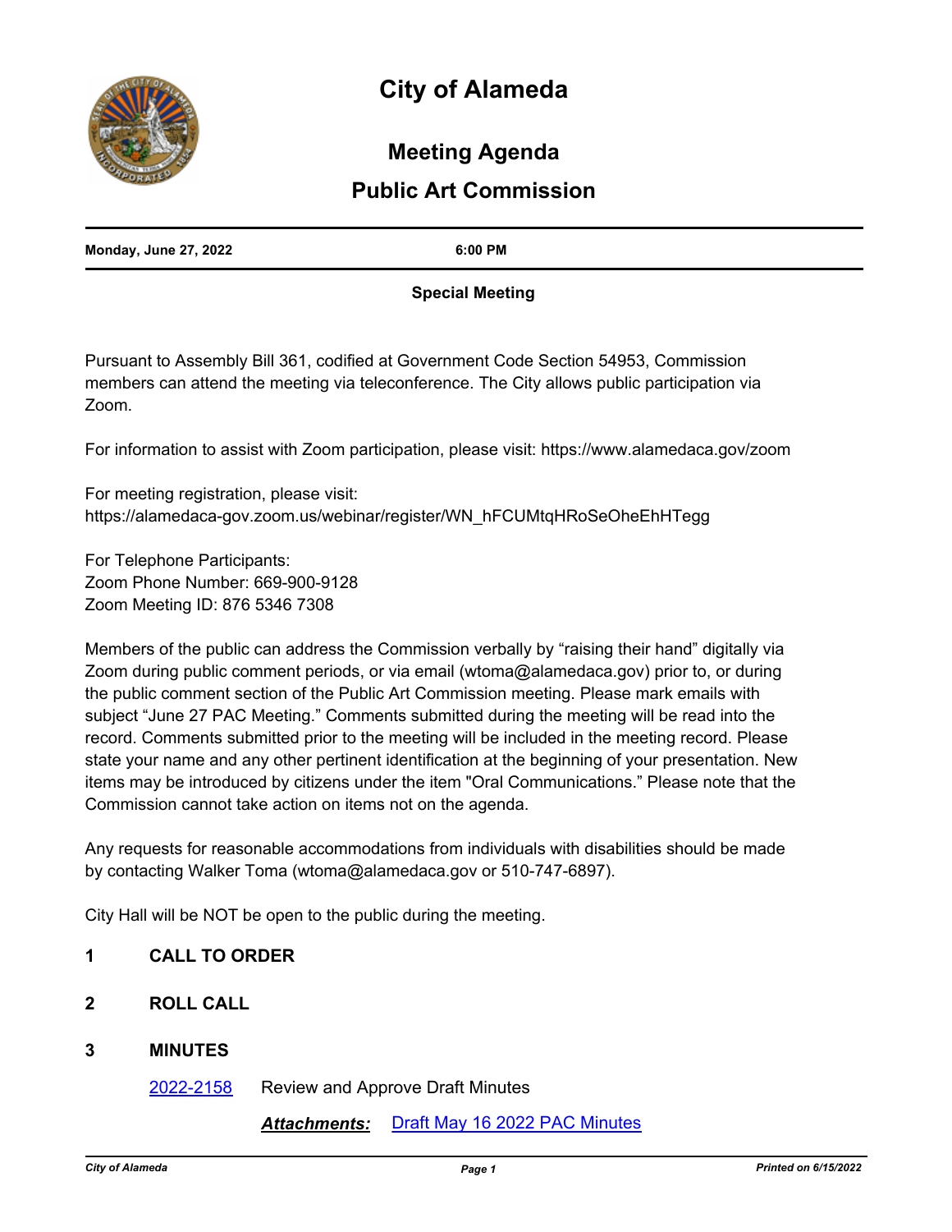# City of Alameda

## Meeting Agenda

## Public Art Commission

**Monday, June 27, 2022** **6:00 PM**

**Special Meeting**

Pursuant to Assembly Bill 361, codified at Government Code Section 54953, Commission members can attend the meeting via teleconference. The City allows public participation via Zoom.

For information to assist with Zoom participation, please visit: https://www.alamedaca.gov/zoom

For meeting registration, please visit:
https://alamedaca-gov.zoom.us/webinar/register/WN_hFCUMtqHRoSeOheEhHTegg

For Telephone Participants:
Zoom Phone Number: 669-900-9128
Zoom Meeting ID: 876 5346 7308

Members of the public can address the Commission verbally by "raising their hand" digitally via Zoom during public comment periods, or via email (wtoma@alamedaca.gov) prior to, or during the public comment section of the Public Art Commission meeting. Please mark emails with subject "June 27 PAC Meeting." Comments submitted during the meeting will be read into the record. Comments submitted prior to the meeting will be included in the meeting record. Please state your name and any other pertinent identification at the beginning of your presentation. New items may be introduced by citizens under the item "Oral Communications." Please note that the Commission cannot take action on items not on the agenda.

Any requests for reasonable accommodations from individuals with disabilities should be made by contacting Walker Toma (wtoma@alamedaca.gov or 510-747-6897).

City Hall will be NOT be open to the public during the meeting.

**1 CALL TO ORDER**

**2 ROLL CALL**

**3 MINUTES**

2022-2158 Review and Approve Draft Minutes

***Attachments:*** Draft May 16 2022 PAC Minutes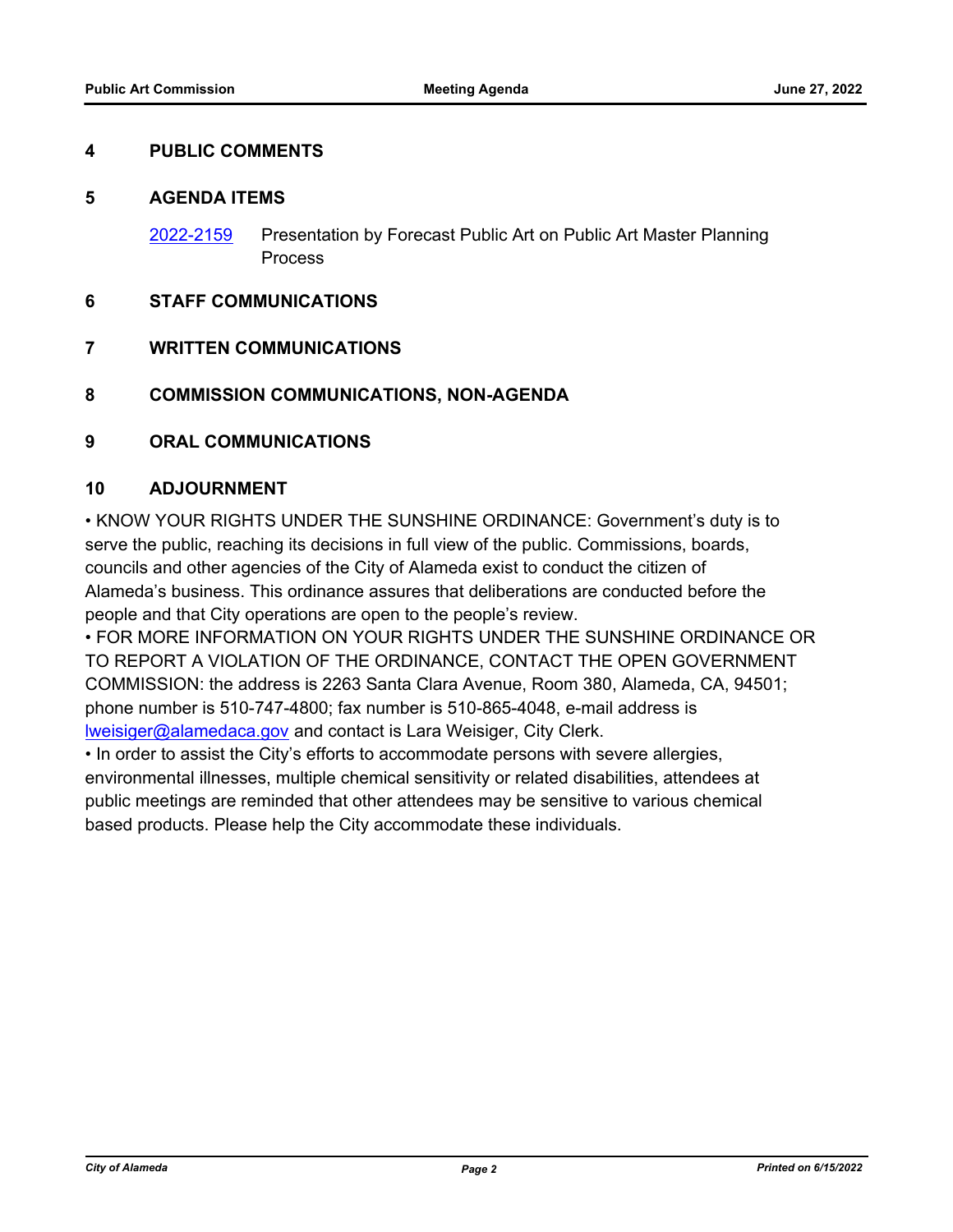## 4 PUBLIC COMMENTS

## 5 AGENDA ITEMS

[2022-2159](2022-2159) Presentation by Forecast Public Art on Public Art Master Planning Process

## 6 STAFF COMMUNICATIONS

## 7 WRITTEN COMMUNICATIONS

## 8 COMMISSION COMMUNICATIONS, NON-AGENDA

## 9 ORAL COMMUNICATIONS

## 10 ADJOURNMENT

• KNOW YOUR RIGHTS UNDER THE SUNSHINE ORDINANCE: Government's duty is to serve the public, reaching its decisions in full view of the public. Commissions, boards, councils and other agencies of the City of Alameda exist to conduct the citizen of Alameda's business. This ordinance assures that deliberations are conducted before the people and that City operations are open to the people's review.

• FOR MORE INFORMATION ON YOUR RIGHTS UNDER THE SUNSHINE ORDINANCE OR TO REPORT A VIOLATION OF THE ORDINANCE, CONTACT THE OPEN GOVERNMENT COMMISSION: the address is 2263 Santa Clara Avenue, Room 380, Alameda, CA, 94501; phone number is 510-747-4800; fax number is 510-865-4048, e-mail address is lweisiger@alamedaca.gov and contact is Lara Weisiger, City Clerk.

• In order to assist the City's efforts to accommodate persons with severe allergies, environmental illnesses, multiple chemical sensitivity or related disabilities, attendees at public meetings are reminded that other attendees may be sensitive to various chemical based products. Please help the City accommodate these individuals.